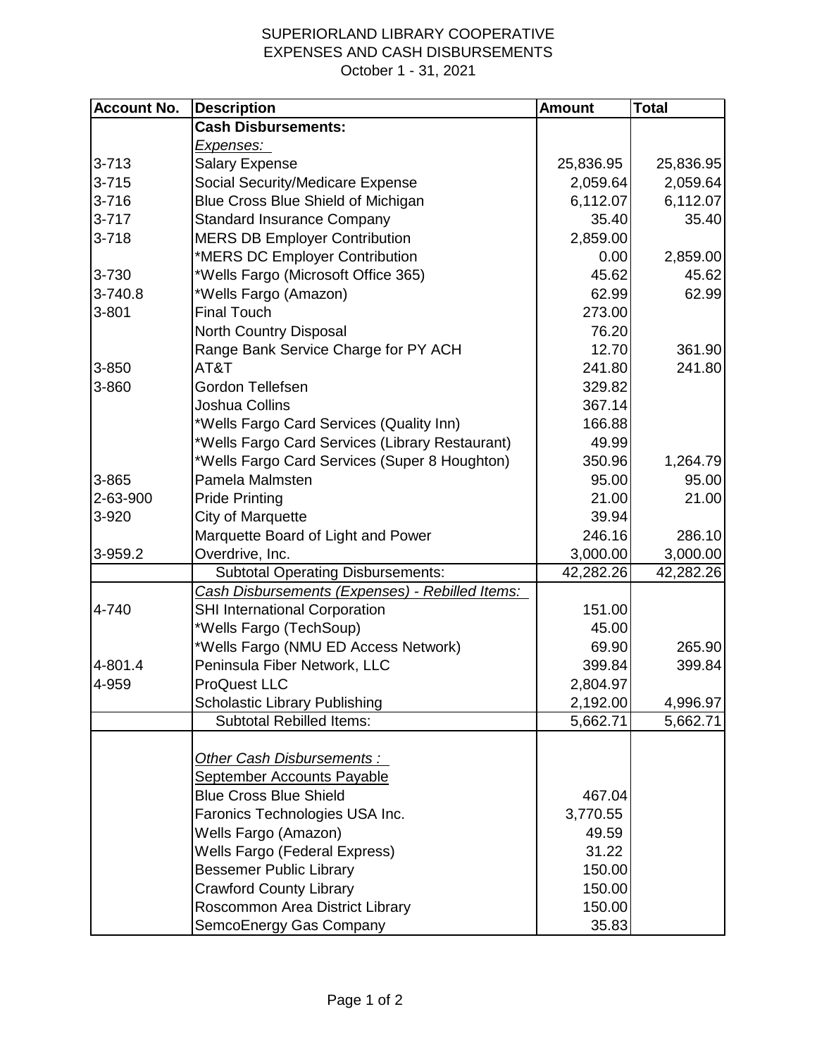# SUPERIORLAND LIBRARY COOPERATIVE
## EXPENSES AND CASH DISBURSEMENTS
October 1 - 31, 2021

| Account No. | Description | Amount | Total |
|---|---|---|---|
| | **Cash Disbursements:** | | |
| | *Expenses:* | | |
| 3-713 | Salary Expense | 25,836.95 | 25,836.95 |
| 3-715 | Social Security/Medicare Expense | 2,059.64 | 2,059.64 |
| 3-716 | Blue Cross Blue Shield of Michigan | 6,112.07 | 6,112.07 |
| 3-717 | Standard Insurance Company | 35.40 | 35.40 |
| 3-718 | MERS DB Employer Contribution | 2,859.00 | |
| | *MERS DC Employer Contribution | 0.00 | 2,859.00 |
| 3-730 | *Wells Fargo (Microsoft Office 365) | 45.62 | 45.62 |
| 3-740.8 | *Wells Fargo (Amazon) | 62.99 | 62.99 |
| 3-801 | Final Touch | 273.00 | |
| | North Country Disposal | 76.20 | |
| | Range Bank Service Charge for PY ACH | 12.70 | 361.90 |
| 3-850 | AT&T | 241.80 | 241.80 |
| 3-860 | Gordon Tellefsen | 329.82 | |
| | Joshua Collins | 367.14 | |
| | *Wells Fargo Card Services (Quality Inn) | 166.88 | |
| | *Wells Fargo Card Services (Library Restaurant) | 49.99 | |
| | *Wells Fargo Card Services (Super 8 Houghton) | 350.96 | 1,264.79 |
| 3-865 | Pamela Malmsten | 95.00 | 95.00 |
| 2-63-900 | Pride Printing | 21.00 | 21.00 |
| 3-920 | City of Marquette | 39.94 | |
| | Marquette Board of Light and Power | 246.16 | 286.10 |
| 3-959.2 | Overdrive, Inc. | 3,000.00 | 3,000.00 |
| | Subtotal Operating Disbursements: | 42,282.26 | 42,282.26 |
| | *Cash Disbursements (Expenses) - Rebilled Items:* | | |
| 4-740 | SHI International Corporation | 151.00 | |
| | *Wells Fargo (TechSoup) | 45.00 | |
| | *Wells Fargo (NMU ED Access Network) | 69.90 | 265.90 |
| 4-801.4 | Peninsula Fiber Network, LLC | 399.84 | 399.84 |
| 4-959 | ProQuest LLC | 2,804.97 | |
| | Scholastic Library Publishing | 2,192.00 | 4,996.97 |
| | Subtotal Rebilled Items: | 5,662.71 | 5,662.71 |
| | *Other Cash Disbursements :* | | |
| | September Accounts Payable | | |
| | Blue Cross Blue Shield | 467.04 | |
| | Faronics Technologies USA Inc. | 3,770.55 | |
| | Wells Fargo (Amazon) | 49.59 | |
| | Wells Fargo (Federal Express) | 31.22 | |
| | Bessemer Public Library | 150.00 | |
| | Crawford County Library | 150.00 | |
| | Roscommon Area District Library | 150.00 | |
| | SemcoEnergy Gas Company | 35.83 | |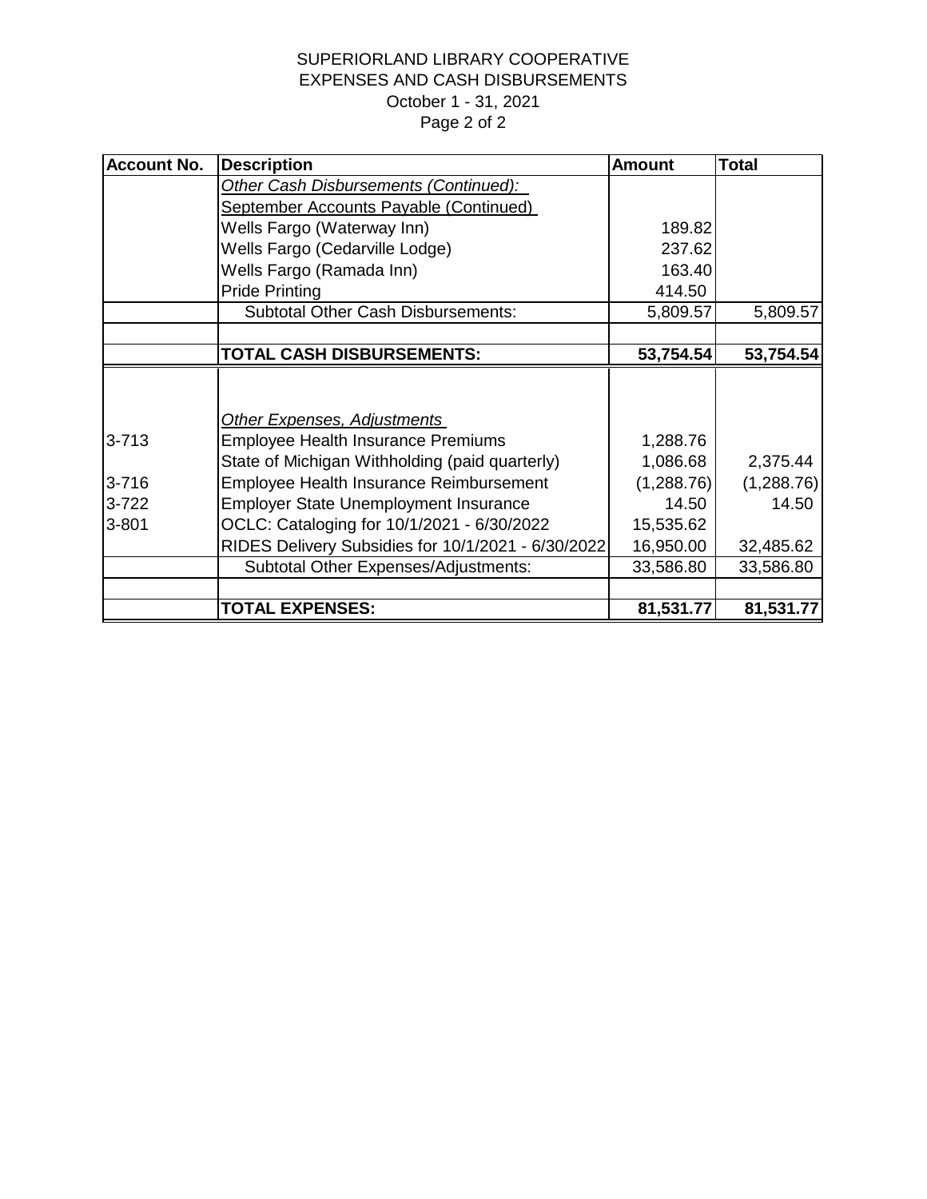# SUPERIORLAND LIBRARY COOPERATIVE
## EXPENSES AND CASH DISBURSEMENTS
October 1 - 31, 2021

| Account No. | Description | Amount | Total |
|---|---|---|---|
| | *Other Cash Disbursements (Continued):* | | |
| | September Accounts Payable (Continued) | | |
| | Wells Fargo (Waterway Inn) | 189.82 | |
| | Wells Fargo (Cedarville Lodge) | 237.62 | |
| | Wells Fargo (Ramada Inn) | 163.40 | |
| | Pride Printing | 414.50 | |
| | Subtotal Other Cash Disbursements: | 5,809.57 | 5,809.57 |
| | | | |
| | **TOTAL CASH DISBURSEMENTS:** | **53,754.54** | **53,754.54** |
| | | | |
| | *Other Expenses, Adjustments* | | |
| 3-713 | Employee Health Insurance Premiums | 1,288.76 | |
| | State of Michigan Withholding (paid quarterly) | 1,086.68 | 2,375.44 |
| 3-716 | Employee Health Insurance Reimbursement | (1,288.76) | (1,288.76) |
| 3-722 | Employer State Unemployment Insurance | 14.50 | 14.50 |
| 3-801 | OCLC: Cataloging for 10/1/2021 - 6/30/2022 | 15,535.62 | |
| | RIDES Delivery Subsidies for 10/1/2021 - 6/30/2022 | 16,950.00 | 32,485.62 |
| | Subtotal Other Expenses/Adjustments: | 33,586.80 | 33,586.80 |
| | | | |
| | **TOTAL EXPENSES:** | **81,531.77** | **81,531.77** |